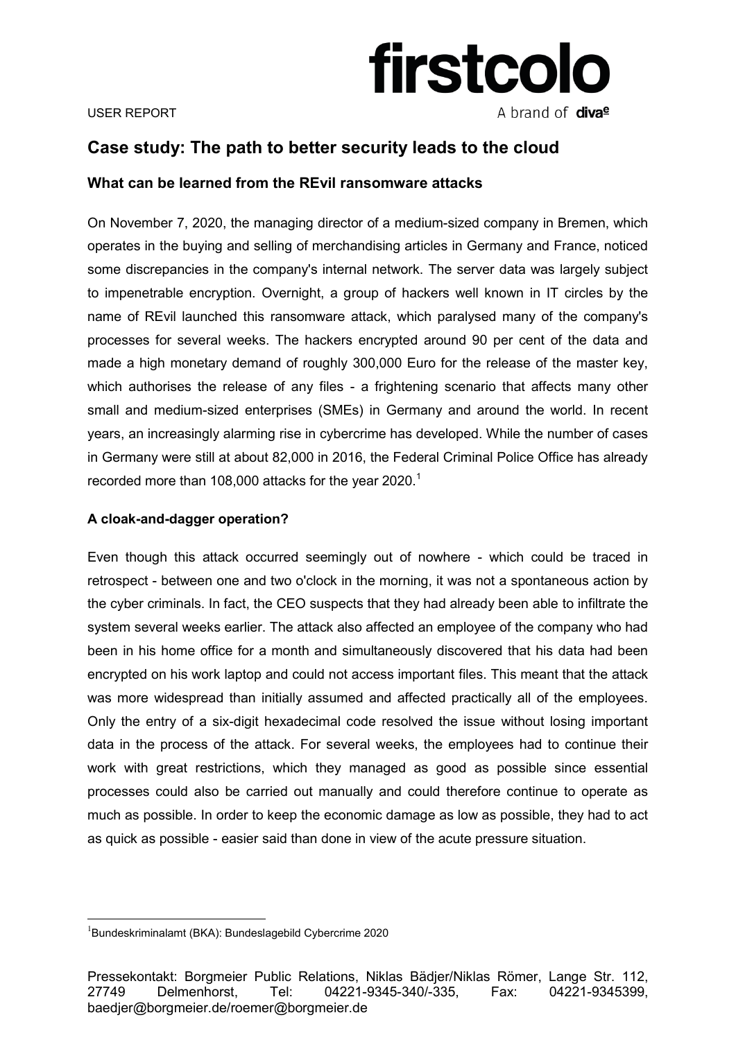USER REPORT

firstcolo
A brand of diva^e

# Case study: The path to better security leads to the cloud

## What can be learned from the REvil ransomware attacks

On November 7, 2020, the managing director of a medium-sized company in Bremen, which operates in the buying and selling of merchandising articles in Germany and France, noticed some discrepancies in the company's internal network. The server data was largely subject to impenetrable encryption. Overnight, a group of hackers well known in IT circles by the name of REvil launched this ransomware attack, which paralysed many of the company's processes for several weeks. The hackers encrypted around 90 per cent of the data and made a high monetary demand of roughly 300,000 Euro for the release of the master key, which authorises the release of any files - a frightening scenario that affects many other small and medium-sized enterprises (SMEs) in Germany and around the world. In recent years, an increasingly alarming rise in cybercrime has developed. While the number of cases in Germany were still at about 82,000 in 2016, the Federal Criminal Police Office has already recorded more than 108,000 attacks for the year 2020.[1]

### A cloak-and-dagger operation?

Even though this attack occurred seemingly out of nowhere - which could be traced in retrospect - between one and two o'clock in the morning, it was not a spontaneous action by the cyber criminals. In fact, the CEO suspects that they had already been able to infiltrate the system several weeks earlier. The attack also affected an employee of the company who had been in his home office for a month and simultaneously discovered that his data had been encrypted on his work laptop and could not access important files. This meant that the attack was more widespread than initially assumed and affected practically all of the employees. Only the entry of a six-digit hexadecimal code resolved the issue without losing important data in the process of the attack. For several weeks, the employees had to continue their work with great restrictions, which they managed as good as possible since essential processes could also be carried out manually and could therefore continue to operate as much as possible. In order to keep the economic damage as low as possible, they had to act as quick as possible - easier said than done in view of the acute pressure situation.

[1] Bundeskriminalamt (BKA): Bundeslagebild Cybercrime 2020

Pressekontakt: Borgmeier Public Relations, Niklas Bädjer/Niklas Römer, Lange Str. 112, 27749 Delmenhorst, Tel: 04221-9345-340/-335, Fax: 04221-9345399, baedjer@borgmeier.de/roemer@borgmeier.de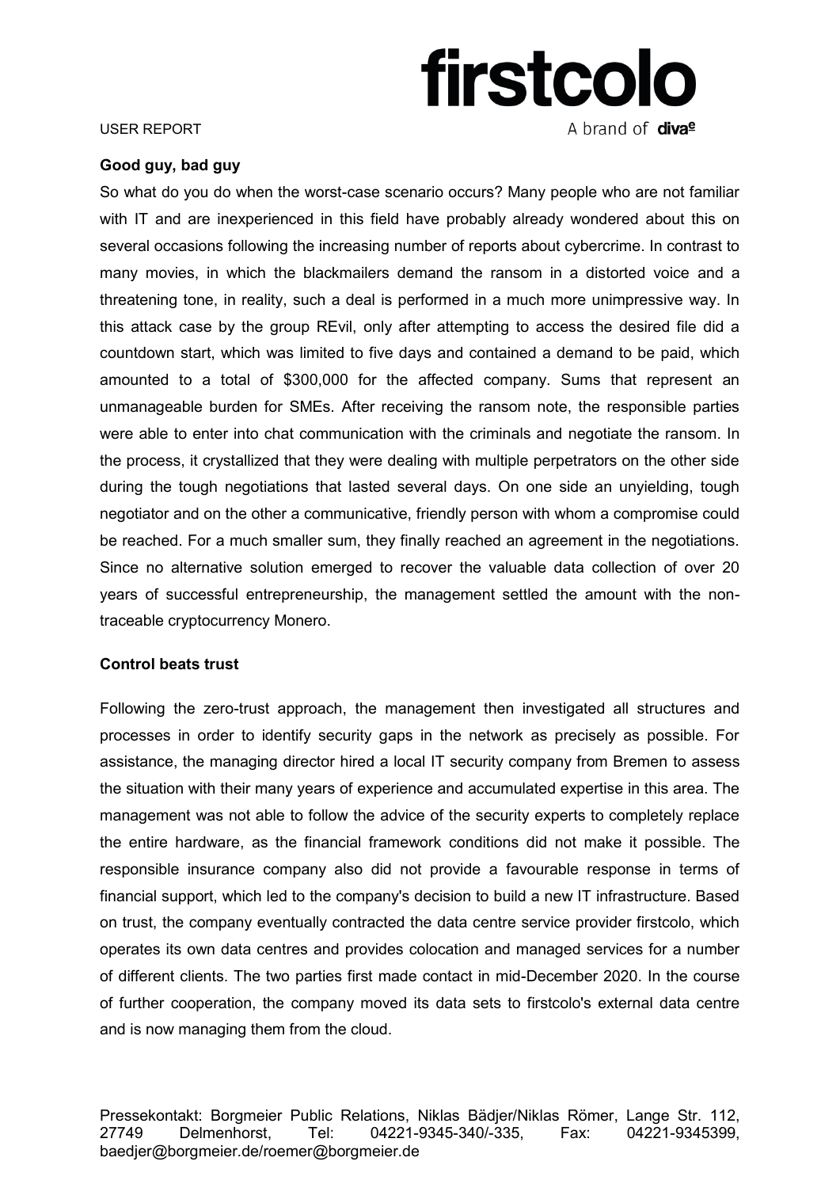## Good guy, bad guy

So what do you do when the worst-case scenario occurs? Many people who are not familiar with IT and are inexperienced in this field have probably already wondered about this on several occasions following the increasing number of reports about cybercrime. In contrast to many movies, in which the blackmailers demand the ransom in a distorted voice and a threatening tone, in reality, such a deal is performed in a much more unimpressive way. In this attack case by the group REvil, only after attempting to access the desired file did a countdown start, which was limited to five days and contained a demand to be paid, which amounted to a total of $300,000 for the affected company. Sums that represent an unmanageable burden for SMEs. After receiving the ransom note, the responsible parties were able to enter into chat communication with the criminals and negotiate the ransom. In the process, it crystallized that they were dealing with multiple perpetrators on the other side during the tough negotiations that lasted several days. On one side an unyielding, tough negotiator and on the other a communicative, friendly person with whom a compromise could be reached. For a much smaller sum, they finally reached an agreement in the negotiations. Since no alternative solution emerged to recover the valuable data collection of over 20 years of successful entrepreneurship, the management settled the amount with the non-traceable cryptocurrency Monero.

## Control beats trust

Following the zero-trust approach, the management then investigated all structures and processes in order to identify security gaps in the network as precisely as possible. For assistance, the managing director hired a local IT security company from Bremen to assess the situation with their many years of experience and accumulated expertise in this area. The management was not able to follow the advice of the security experts to completely replace the entire hardware, as the financial framework conditions did not make it possible. The responsible insurance company also did not provide a favourable response in terms of financial support, which led to the company's decision to build a new IT infrastructure. Based on trust, the company eventually contracted the data centre service provider firstcolo, which operates its own data centres and provides colocation and managed services for a number of different clients. The two parties first made contact in mid-December 2020. In the course of further cooperation, the company moved its data sets to firstcolo's external data centre and is now managing them from the cloud.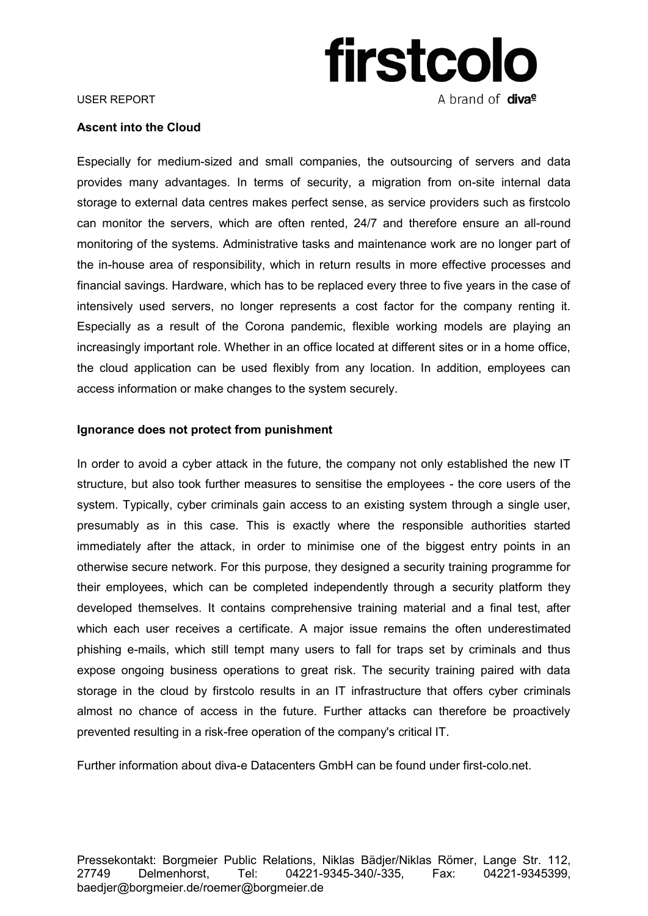USER REPORT

**Ascent into the Cloud**

Especially for medium-sized and small companies, the outsourcing of servers and data provides many advantages. In terms of security, a migration from on-site internal data storage to external data centres makes perfect sense, as service providers such as firstcolo can monitor the servers, which are often rented, 24/7 and therefore ensure an all-round monitoring of the systems. Administrative tasks and maintenance work are no longer part of the in-house area of responsibility, which in return results in more effective processes and financial savings. Hardware, which has to be replaced every three to five years in the case of intensively used servers, no longer represents a cost factor for the company renting it. Especially as a result of the Corona pandemic, flexible working models are playing an increasingly important role. Whether in an office located at different sites or in a home office, the cloud application can be used flexibly from any location. In addition, employees can access information or make changes to the system securely.

**Ignorance does not protect from punishment**

In order to avoid a cyber attack in the future, the company not only established the new IT structure, but also took further measures to sensitise the employees - the core users of the system. Typically, cyber criminals gain access to an existing system through a single user, presumably as in this case. This is exactly where the responsible authorities started immediately after the attack, in order to minimise one of the biggest entry points in an otherwise secure network. For this purpose, they designed a security training programme for their employees, which can be completed independently through a security platform they developed themselves. It contains comprehensive training material and a final test, after which each user receives a certificate. A major issue remains the often underestimated phishing e-mails, which still tempt many users to fall for traps set by criminals and thus expose ongoing business operations to great risk. The security training paired with data storage in the cloud by firstcolo results in an IT infrastructure that offers cyber criminals almost no chance of access in the future. Further attacks can therefore be proactively prevented resulting in a risk-free operation of the company's critical IT.

Further information about diva-e Datacenters GmbH can be found under first-colo.net.

Pressekontakt: Borgmeier Public Relations, Niklas Bädjer/Niklas Römer, Lange Str. 112, 27749 Delmenhorst, Tel: 04221-9345-340/-335, Fax: 04221-9345399, baedjer@borgmeier.de/roemer@borgmeier.de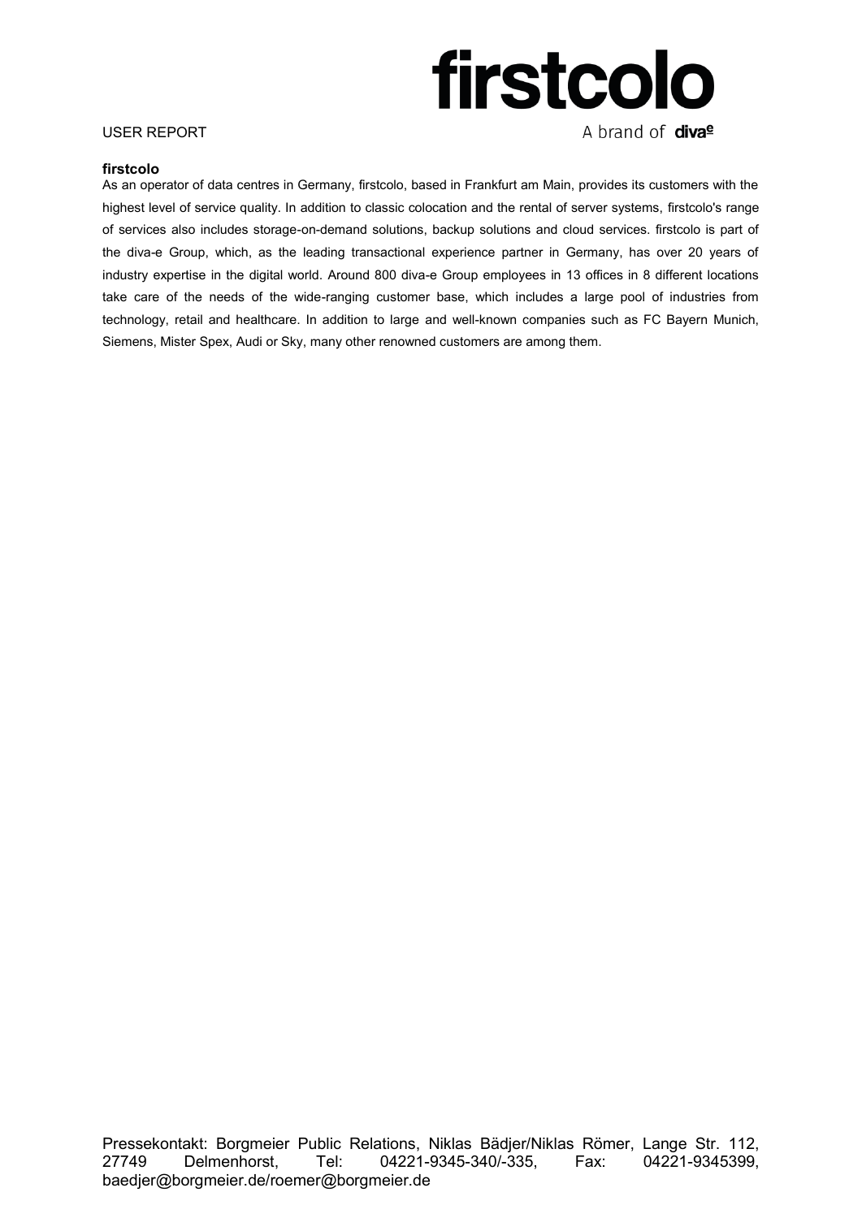USER REPORT

firstcolo

A brand of diva-e

**firstcolo**

As an operator of data centres in Germany, firstcolo, based in Frankfurt am Main, provides its customers with the highest level of service quality. In addition to classic colocation and the rental of server systems, firstcolo's range of services also includes storage-on-demand solutions, backup solutions and cloud services. firstcolo is part of the diva-e Group, which, as the leading transactional experience partner in Germany, has over 20 years of industry expertise in the digital world. Around 800 diva-e Group employees in 13 offices in 8 different locations take care of the needs of the wide-ranging customer base, which includes a large pool of industries from technology, retail and healthcare. In addition to large and well-known companies such as FC Bayern Munich, Siemens, Mister Spex, Audi or Sky, many other renowned customers are among them.

Pressekontakt: Borgmeier Public Relations, Niklas Bädjer/Niklas Römer, Lange Str. 112, 27749 Delmenhorst, Tel: 04221-9345-340/-335, Fax: 04221-9345399, baedjer@borgmeier.de/roemer@borgmeier.de